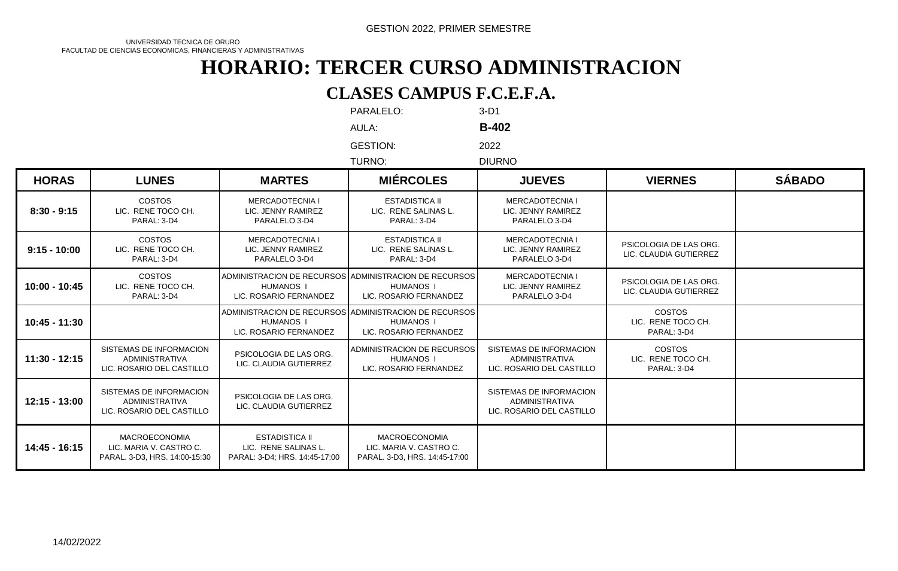GESTION 2022, PRIMER SEMESTRE

UNIVERSIDAD TECNICA DE ORURO
FACULTAD DE CIENCIAS ECONOMICAS, FINANCIERAS Y ADMINISTRATIVAS

# HORARIO: TERCER CURSO ADMINISTRACION

## CLASES CAMPUS F.C.E.F.A.

PARALELO: 3-D1
AULA: **B-402**
GESTION: 2022
TURNO: DIURNO

| HORAS | LUNES | MARTES | MIÉRCOLES | JUEVES | VIERNES | SÁBADO |
|---|---|---|---|---|---|---|
| 8:30 - 9:15 | COSTOS LIC. RENE TOCO CH. PARAL: 3-D4 | MERCADOTECNIA I LIC. JENNY RAMIREZ PARALELO 3-D4 | ESTADISTICA II LIC. RENE SALINAS L. PARAL: 3-D4 | MERCADOTECNIA I LIC. JENNY RAMIREZ PARALELO 3-D4 | | |
| 9:15 - 10:00 | COSTOS LIC. RENE TOCO CH. PARAL: 3-D4 | MERCADOTECNIA I LIC. JENNY RAMIREZ PARALELO 3-D4 | ESTADISTICA II LIC. RENE SALINAS L. PARAL: 3-D4 | MERCADOTECNIA I LIC. JENNY RAMIREZ PARALELO 3-D4 | PSICOLOGIA DE LAS ORG. LIC. CLAUDIA GUTIERREZ | |
| 10:00 - 10:45 | COSTOS LIC. RENE TOCO CH. PARAL: 3-D4 | ADMINISTRACION DE RECURSOS HUMANOS I LIC. ROSARIO FERNANDEZ | ADMINISTRACION DE RECURSOS HUMANOS I LIC. ROSARIO FERNANDEZ | MERCADOTECNIA I LIC. JENNY RAMIREZ PARALELO 3-D4 | PSICOLOGIA DE LAS ORG. LIC. CLAUDIA GUTIERREZ | |
| 10:45 - 11:30 | | ADMINISTRACION DE RECURSOS HUMANOS I LIC. ROSARIO FERNANDEZ | ADMINISTRACION DE RECURSOS HUMANOS I LIC. ROSARIO FERNANDEZ | | COSTOS LIC. RENE TOCO CH. PARAL: 3-D4 | |
| 11:30 - 12:15 | SISTEMAS DE INFORMACION ADMINISTRATIVA LIC. ROSARIO DEL CASTILLO | PSICOLOGIA DE LAS ORG. LIC. CLAUDIA GUTIERREZ | ADMINISTRACION DE RECURSOS HUMANOS I LIC. ROSARIO FERNANDEZ | SISTEMAS DE INFORMACION ADMINISTRATIVA LIC. ROSARIO DEL CASTILLO | COSTOS LIC. RENE TOCO CH. PARAL: 3-D4 | |
| 12:15 - 13:00 | SISTEMAS DE INFORMACION ADMINISTRATIVA LIC. ROSARIO DEL CASTILLO | PSICOLOGIA DE LAS ORG. LIC. CLAUDIA GUTIERREZ | | SISTEMAS DE INFORMACION ADMINISTRATIVA LIC. ROSARIO DEL CASTILLO | | |
| 14:45 - 16:15 | MACROECONOMIA LIC. MARIA V. CASTRO C. PARAL. 3-D3, HRS. 14:00-15:30 | ESTADISTICA II LIC. RENE SALINAS L. PARAL: 3-D4; HRS. 14:45-17:00 | MACROECONOMIA LIC. MARIA V. CASTRO C. PARAL. 3-D3, HRS. 14:45-17:00 | | | |

14/02/2022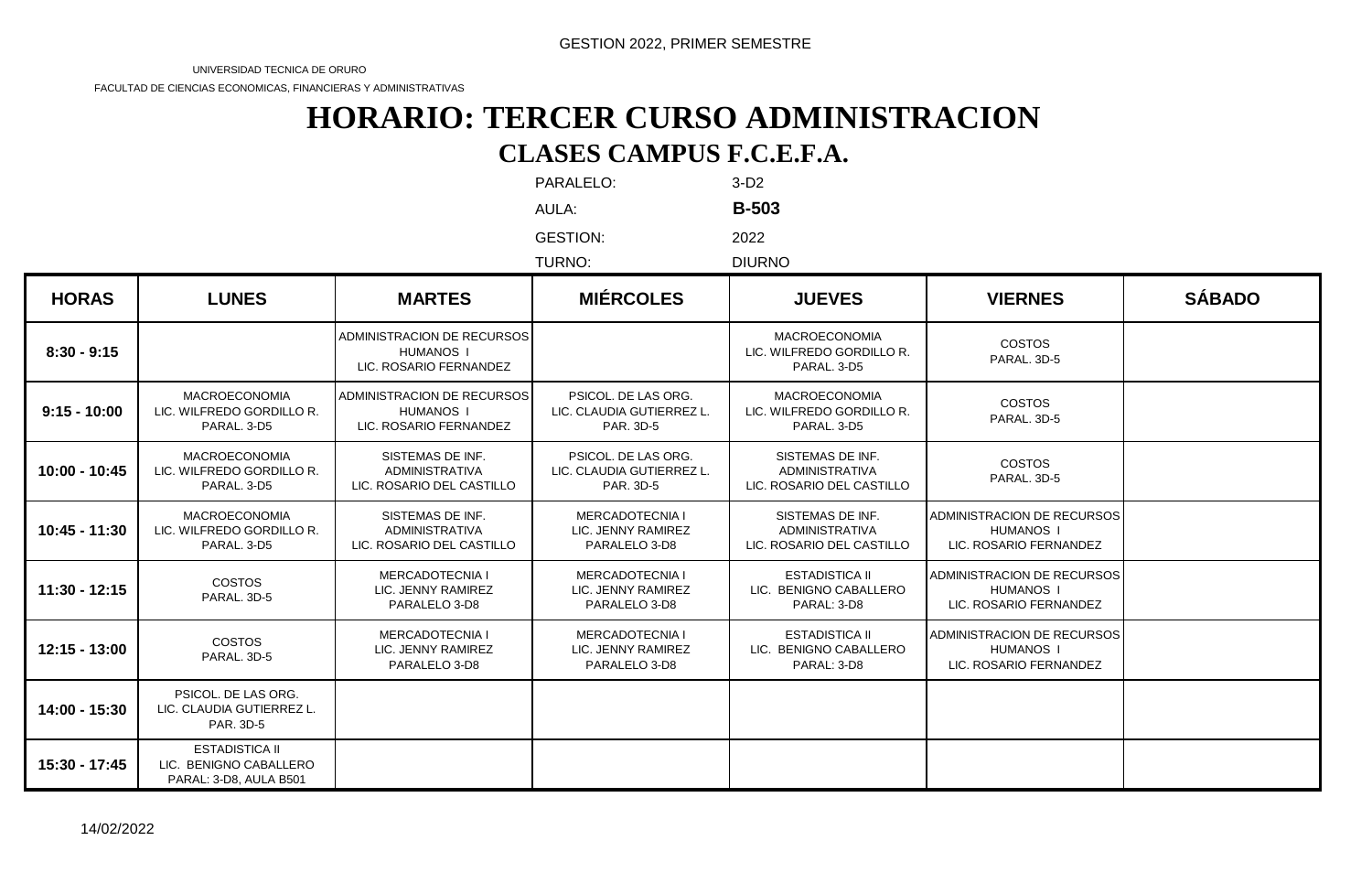GESTION 2022, PRIMER SEMESTRE

UNIVERSIDAD TECNICA DE ORURO

FACULTAD DE CIENCIAS ECONOMICAS, FINANCIERAS Y ADMINISTRATIVAS

# HORARIO: TERCER CURSO ADMINISTRACION

## CLASES CAMPUS F.C.E.F.A.

PARALELO: 3-D2

AULA: **B-503**

GESTION: 2022

TURNO: DIURNO

| HORAS | LUNES | MARTES | MIÉRCOLES | JUEVES | VIERNES | SÁBADO |
|---|---|---|---|---|---|---|
| 8:30 - 9:15 | | ADMINISTRACION DE RECURSOS HUMANOS I LIC. ROSARIO FERNANDEZ | | MACROECONOMIA LIC. WILFREDO GORDILLO R. PARAL. 3-D5 | COSTOS PARAL. 3D-5 | |
| 9:15 - 10:00 | MACROECONOMIA LIC. WILFREDO GORDILLO R. PARAL. 3-D5 | ADMINISTRACION DE RECURSOS HUMANOS I LIC. ROSARIO FERNANDEZ | PSICOL. DE LAS ORG. LIC. CLAUDIA GUTIERREZ L. PAR. 3D-5 | MACROECONOMIA LIC. WILFREDO GORDILLO R. PARAL. 3-D5 | COSTOS PARAL. 3D-5 | |
| 10:00 - 10:45 | MACROECONOMIA LIC. WILFREDO GORDILLO R. PARAL. 3-D5 | SISTEMAS DE INF. ADMINISTRATIVA LIC. ROSARIO DEL CASTILLO | PSICOL. DE LAS ORG. LIC. CLAUDIA GUTIERREZ L. PAR. 3D-5 | SISTEMAS DE INF. ADMINISTRATIVA LIC. ROSARIO DEL CASTILLO | COSTOS PARAL. 3D-5 | |
| 10:45 - 11:30 | MACROECONOMIA LIC. WILFREDO GORDILLO R. PARAL. 3-D5 | SISTEMAS DE INF. ADMINISTRATIVA LIC. ROSARIO DEL CASTILLO | MERCADOTECNIA I LIC. JENNY RAMIREZ PARALELO 3-D8 | SISTEMAS DE INF. ADMINISTRATIVA LIC. ROSARIO DEL CASTILLO | ADMINISTRACION DE RECURSOS HUMANOS I LIC. ROSARIO FERNANDEZ | |
| 11:30 - 12:15 | COSTOS PARAL. 3D-5 | MERCADOTECNIA I LIC. JENNY RAMIREZ PARALELO 3-D8 | MERCADOTECNIA I LIC. JENNY RAMIREZ PARALELO 3-D8 | ESTADISTICA II LIC. BENIGNO CABALLERO PARAL: 3-D8 | ADMINISTRACION DE RECURSOS HUMANOS I LIC. ROSARIO FERNANDEZ | |
| 12:15 - 13:00 | COSTOS PARAL. 3D-5 | MERCADOTECNIA I LIC. JENNY RAMIREZ PARALELO 3-D8 | MERCADOTECNIA I LIC. JENNY RAMIREZ PARALELO 3-D8 | ESTADISTICA II LIC. BENIGNO CABALLERO PARAL: 3-D8 | ADMINISTRACION DE RECURSOS HUMANOS I LIC. ROSARIO FERNANDEZ | |
| 14:00 - 15:30 | PSICOL. DE LAS ORG. LIC. CLAUDIA GUTIERREZ L. PAR. 3D-5 | | | | | |
| 15:30 - 17:45 | ESTADISTICA II LIC. BENIGNO CABALLERO PARAL: 3-D8, AULA B501 | | | | | |

14/02/2022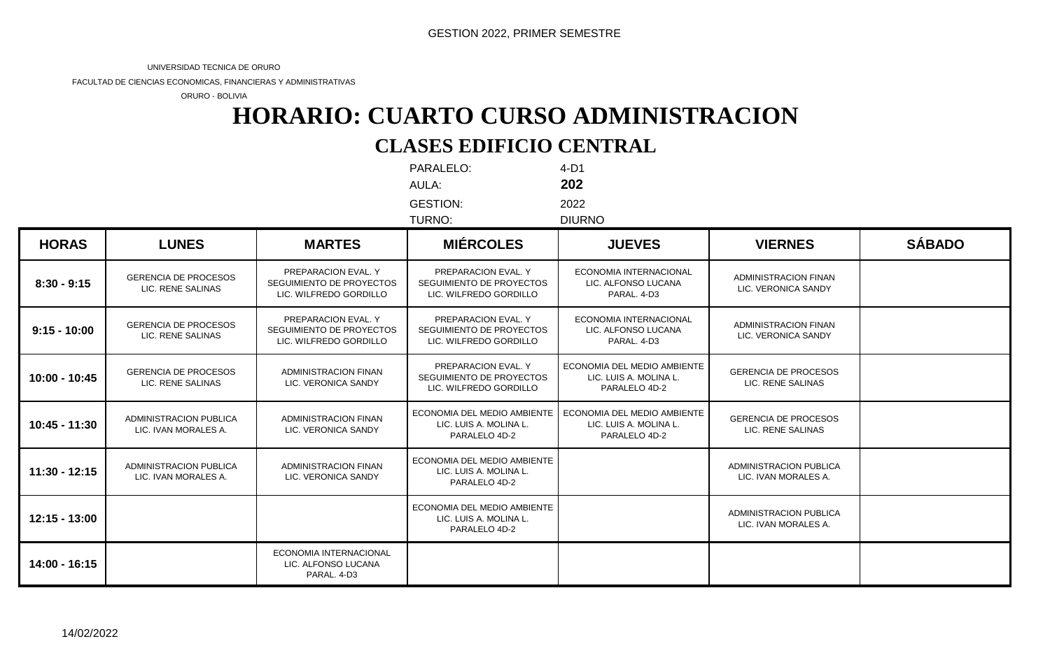GESTION 2022, PRIMER SEMESTRE

UNIVERSIDAD TECNICA DE ORURO

FACULTAD DE CIENCIAS ECONOMICAS, FINANCIERAS Y ADMINISTRATIVAS

ORURO - BOLIVIA

# HORARIO: CUARTO CURSO ADMINISTRACION

## CLASES EDIFICIO CENTRAL

PARALELO: 4-D1

AULA: **202**

GESTION: 2022

TURNO: DIURNO

| HORAS | LUNES | MARTES | MIÉRCOLES | JUEVES | VIERNES | SÁBADO |
|---|---|---|---|---|---|---|
| 8:30 - 9:15 | GERENCIA DE PROCESOS LIC. RENE SALINAS | PREPARACION EVAL. Y SEGUIMIENTO DE PROYECTOS LIC. WILFREDO GORDILLO | PREPARACION EVAL. Y SEGUIMIENTO DE PROYECTOS LIC. WILFREDO GORDILLO | ECONOMIA INTERNACIONAL LIC. ALFONSO LUCANA PARAL. 4-D3 | ADMINISTRACION FINAN LIC. VERONICA SANDY | |
| 9:15 - 10:00 | GERENCIA DE PROCESOS LIC. RENE SALINAS | PREPARACION EVAL. Y SEGUIMIENTO DE PROYECTOS LIC. WILFREDO GORDILLO | PREPARACION EVAL. Y SEGUIMIENTO DE PROYECTOS LIC. WILFREDO GORDILLO | ECONOMIA INTERNACIONAL LIC. ALFONSO LUCANA PARAL. 4-D3 | ADMINISTRACION FINAN LIC. VERONICA SANDY | |
| 10:00 - 10:45 | GERENCIA DE PROCESOS LIC. RENE SALINAS | ADMINISTRACION FINAN LIC. VERONICA SANDY | PREPARACION EVAL. Y SEGUIMIENTO DE PROYECTOS LIC. WILFREDO GORDILLO | ECONOMIA DEL MEDIO AMBIENTE LIC. LUIS A. MOLINA L. PARALELO 4D-2 | GERENCIA DE PROCESOS LIC. RENE SALINAS | |
| 10:45 - 11:30 | ADMINISTRACION PUBLICA LIC. IVAN MORALES A. | ADMINISTRACION FINAN LIC. VERONICA SANDY | ECONOMIA DEL MEDIO AMBIENTE LIC. LUIS A. MOLINA L. PARALELO 4D-2 | ECONOMIA DEL MEDIO AMBIENTE LIC. LUIS A. MOLINA L. PARALELO 4D-2 | GERENCIA DE PROCESOS LIC. RENE SALINAS | |
| 11:30 - 12:15 | ADMINISTRACION PUBLICA LIC. IVAN MORALES A. | ADMINISTRACION FINAN LIC. VERONICA SANDY | ECONOMIA DEL MEDIO AMBIENTE LIC. LUIS A. MOLINA L. PARALELO 4D-2 | | ADMINISTRACION PUBLICA LIC. IVAN MORALES A. | |
| 12:15 - 13:00 | | | ECONOMIA DEL MEDIO AMBIENTE LIC. LUIS A. MOLINA L. PARALELO 4D-2 | | ADMINISTRACION PUBLICA LIC. IVAN MORALES A. | |
| 14:00 - 16:15 | | ECONOMIA INTERNACIONAL LIC. ALFONSO LUCANA PARAL. 4-D3 | | | | |

14/02/2022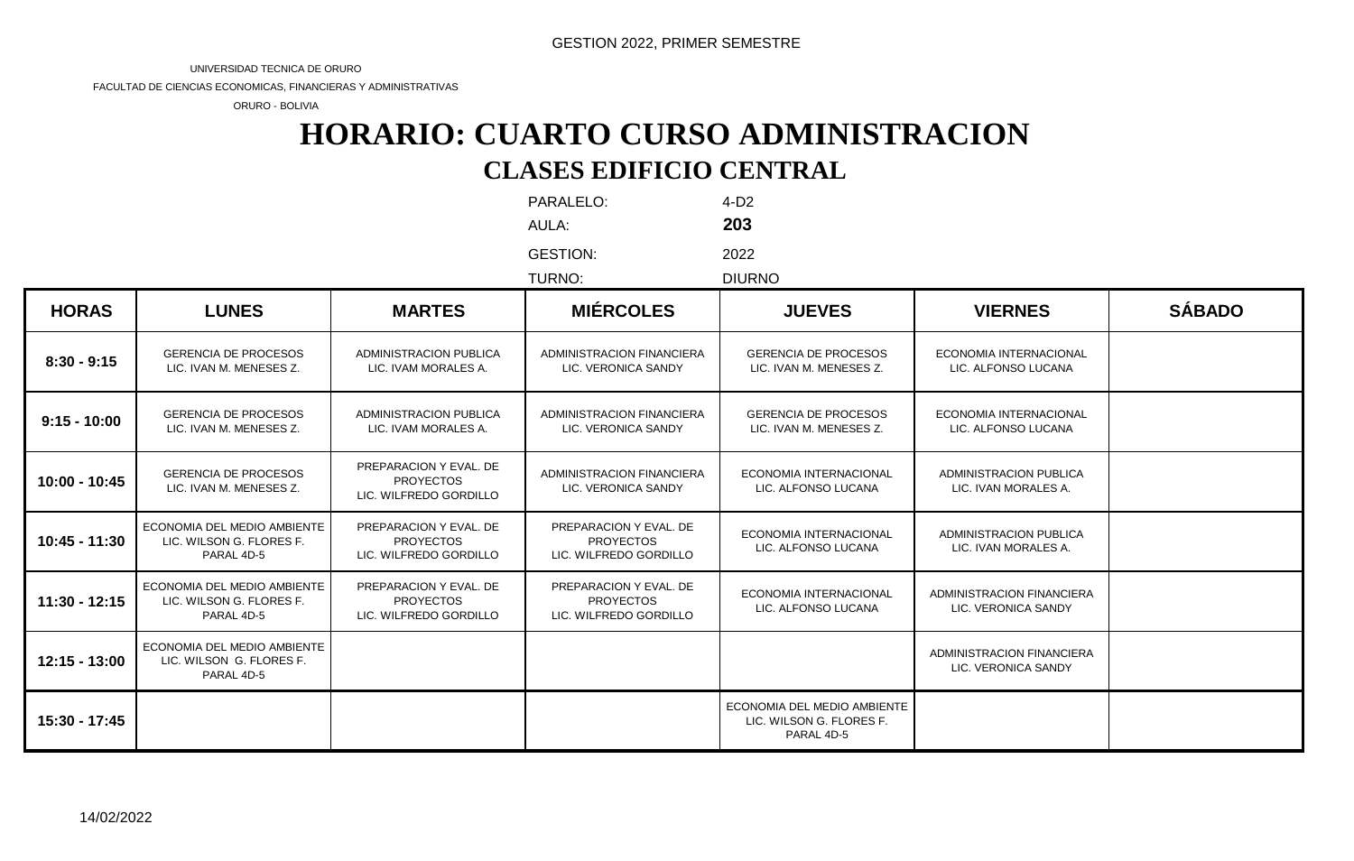GESTION 2022, PRIMER SEMESTRE

UNIVERSIDAD TECNICA DE ORURO

FACULTAD DE CIENCIAS ECONOMICAS, FINANCIERAS Y ADMINISTRATIVAS

ORURO - BOLIVIA

# HORARIO: CUARTO CURSO ADMINISTRACION

## CLASES EDIFICIO CENTRAL

PARALELO: 4-D2

AULA: **203**

GESTION: 2022

TURNO: DIURNO

| HORAS | LUNES | MARTES | MIÉRCOLES | JUEVES | VIERNES | SÁBADO |
|---|---|---|---|---|---|---|
| 8:30 - 9:15 | GERENCIA DE PROCESOS LIC. IVAN M. MENESES Z. | ADMINISTRACION PUBLICA LIC. IVAM MORALES A. | ADMINISTRACION FINANCIERA LIC. VERONICA SANDY | GERENCIA DE PROCESOS LIC. IVAN M. MENESES Z. | ECONOMIA INTERNACIONAL LIC. ALFONSO LUCANA | |
| 9:15 - 10:00 | GERENCIA DE PROCESOS LIC. IVAN M. MENESES Z. | ADMINISTRACION PUBLICA LIC. IVAM MORALES A. | ADMINISTRACION FINANCIERA LIC. VERONICA SANDY | GERENCIA DE PROCESOS LIC. IVAN M. MENESES Z. | ECONOMIA INTERNACIONAL LIC. ALFONSO LUCANA | |
| 10:00 - 10:45 | GERENCIA DE PROCESOS LIC. IVAN M. MENESES Z. | PREPARACION Y EVAL. DE PROYECTOS LIC. WILFREDO GORDILLO | ADMINISTRACION FINANCIERA LIC. VERONICA SANDY | ECONOMIA INTERNACIONAL LIC. ALFONSO LUCANA | ADMINISTRACION PUBLICA LIC. IVAN MORALES A. | |
| 10:45 - 11:30 | ECONOMIA DEL MEDIO AMBIENTE LIC. WILSON G. FLORES F. PARAL 4D-5 | PREPARACION Y EVAL. DE PROYECTOS LIC. WILFREDO GORDILLO | PREPARACION Y EVAL. DE PROYECTOS LIC. WILFREDO GORDILLO | ECONOMIA INTERNACIONAL LIC. ALFONSO LUCANA | ADMINISTRACION PUBLICA LIC. IVAN MORALES A. | |
| 11:30 - 12:15 | ECONOMIA DEL MEDIO AMBIENTE LIC. WILSON G. FLORES F. PARAL 4D-5 | PREPARACION Y EVAL. DE PROYECTOS LIC. WILFREDO GORDILLO | PREPARACION Y EVAL. DE PROYECTOS LIC. WILFREDO GORDILLO | ECONOMIA INTERNACIONAL LIC. ALFONSO LUCANA | ADMINISTRACION FINANCIERA LIC. VERONICA SANDY | |
| 12:15 - 13:00 | ECONOMIA DEL MEDIO AMBIENTE LIC. WILSON G. FLORES F. PARAL 4D-5 | | | | ADMINISTRACION FINANCIERA LIC. VERONICA SANDY | |
| 15:30 - 17:45 | | | | ECONOMIA DEL MEDIO AMBIENTE LIC. WILSON G. FLORES F. PARAL 4D-5 | | |

14/02/2022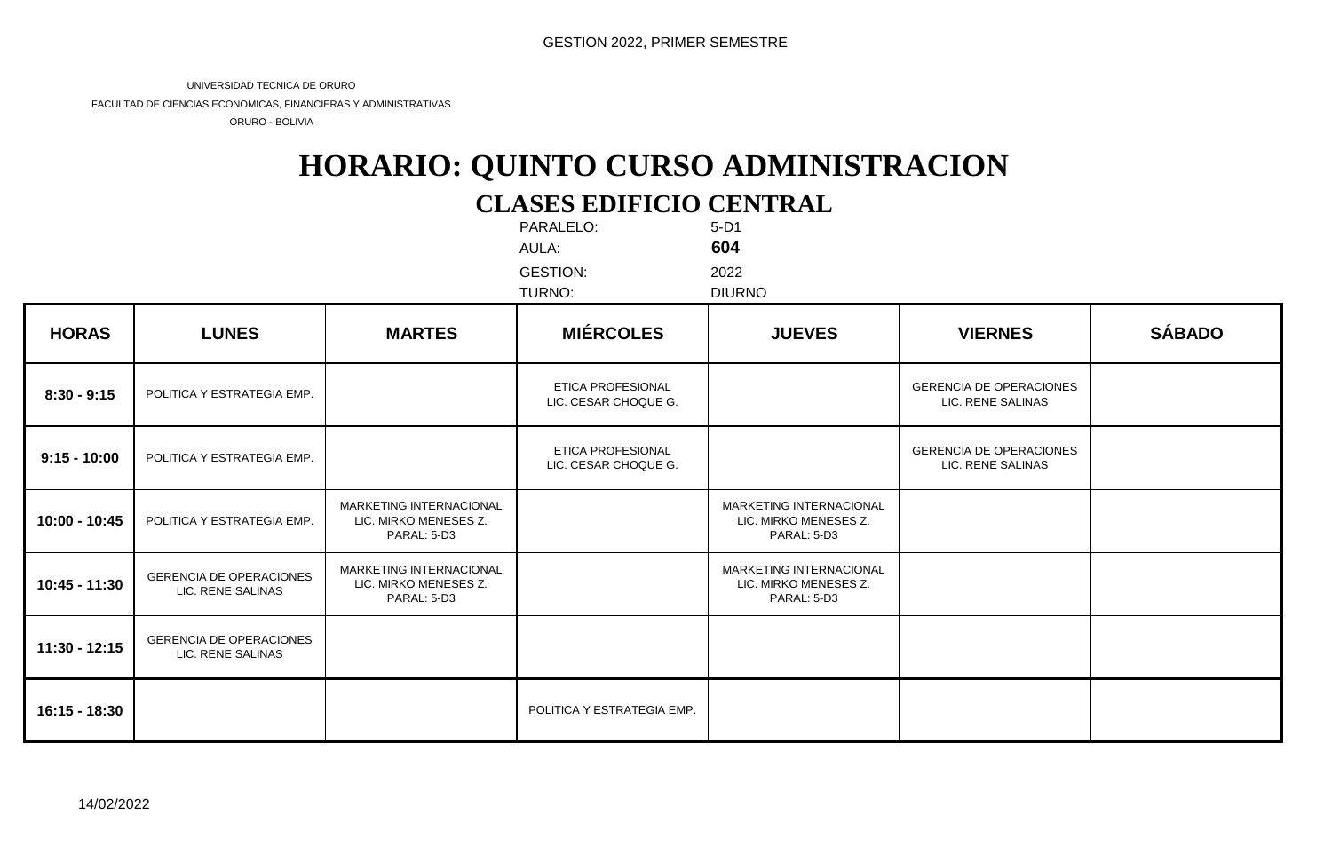GESTION 2022, PRIMER SEMESTRE

UNIVERSIDAD TECNICA DE ORURO

FACULTAD DE CIENCIAS ECONOMICAS, FINANCIERAS Y ADMINISTRATIVAS

ORURO - BOLIVIA

# HORARIO: QUINTO CURSO ADMINISTRACION

## CLASES EDIFICIO CENTRAL

PARALELO: 5-D1

AULA: **604**

GESTION: 2022

TURNO: DIURNO

| HORAS | LUNES | MARTES | MIÉRCOLES | JUEVES | VIERNES | SÁBADO |
|---|---|---|---|---|---|---|
| 8:30 - 9:15 | POLITICA Y ESTRATEGIA EMP. | | ETICA PROFESIONAL LIC. CESAR CHOQUE G. | | GERENCIA DE OPERACIONES LIC. RENE SALINAS | |
| 9:15 - 10:00 | POLITICA Y ESTRATEGIA EMP. | | ETICA PROFESIONAL LIC. CESAR CHOQUE G. | | GERENCIA DE OPERACIONES LIC. RENE SALINAS | |
| 10:00 - 10:45 | POLITICA Y ESTRATEGIA EMP. | MARKETING INTERNACIONAL LIC. MIRKO MENESES Z. PARAL: 5-D3 | | MARKETING INTERNACIONAL LIC. MIRKO MENESES Z. PARAL: 5-D3 | | |
| 10:45 - 11:30 | GERENCIA DE OPERACIONES LIC. RENE SALINAS | MARKETING INTERNACIONAL LIC. MIRKO MENESES Z. PARAL: 5-D3 | | MARKETING INTERNACIONAL LIC. MIRKO MENESES Z. PARAL: 5-D3 | | |
| 11:30 - 12:15 | GERENCIA DE OPERACIONES LIC. RENE SALINAS | | | | | |
| 16:15 - 18:30 | | | POLITICA Y ESTRATEGIA EMP. | | | |

14/02/2022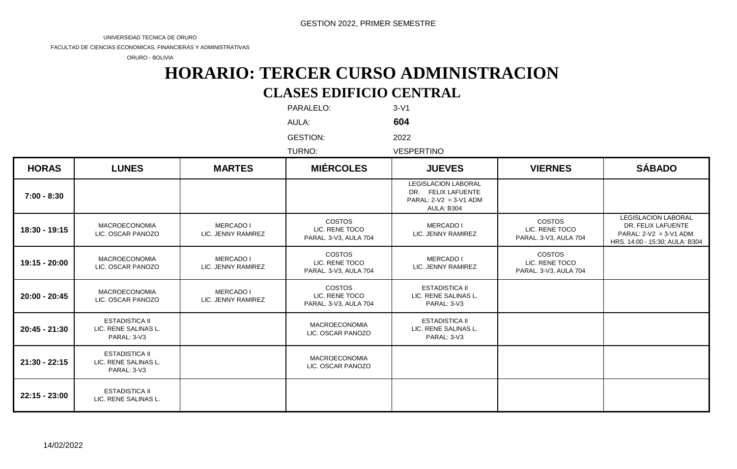GESTION 2022, PRIMER SEMESTRE

UNIVERSIDAD TECNICA DE ORURO

FACULTAD DE CIENCIAS ECONOMICAS, FINANCIERAS Y ADMINISTRATIVAS

ORURO - BOLIVIA

# HORARIO: TERCER CURSO ADMINISTRACION

## CLASES EDIFICIO CENTRAL

PARALELO: 3-V1

AULA: **604**

GESTION: 2022

TURNO: VESPERTINO

| HORAS | LUNES | MARTES | MIÉRCOLES | JUEVES | VIERNES | SÁBADO |
|---|---|---|---|---|---|---|
| 7:00 - 8:30 | | | | LEGISLACION LABORAL DR. FELIX LAFUENTE PARAL: 2-V2 = 3-V1 ADM AULA: B304 | | |
| 18:30 - 19:15 | MACROECONOMIA LIC. OSCAR PANOZO | MERCADO I LIC. JENNY RAMIREZ | COSTOS LIC. RENE TOCO PARAL. 3-V3, AULA 704 | MERCADO I LIC. JENNY RAMIREZ | COSTOS LIC. RENE TOCO PARAL. 3-V3, AULA 704 | LEGISLACION LABORAL DR. FELIX LAFUENTE PARAL: 2-V2 = 3-V1 ADM. HRS. 14:00 - 15:30; AULA: B304 |
| 19:15 - 20:00 | MACROECONOMIA LIC. OSCAR PANOZO | MERCADO I LIC. JENNY RAMIREZ | COSTOS LIC. RENE TOCO PARAL. 3-V3, AULA 704 | MERCADO I LIC. JENNY RAMIREZ | COSTOS LIC. RENE TOCO PARAL. 3-V3, AULA 704 | |
| 20:00 - 20:45 | MACROECONOMIA LIC. OSCAR PANOZO | MERCADO I LIC. JENNY RAMIREZ | COSTOS LIC. RENE TOCO PARAL. 3-V3, AULA 704 | ESTADISTICA II LIC. RENE SALINAS L. PARAL: 3-V3 | | |
| 20:45 - 21:30 | ESTADISTICA II LIC. RENE SALINAS L. PARAL: 3-V3 | | MACROECONOMIA LIC. OSCAR PANOZO | ESTADISTICA II LIC. RENE SALINAS L. PARAL: 3-V3 | | |
| 21:30 - 22:15 | ESTADISTICA II LIC. RENE SALINAS L. PARAL: 3-V3 | | MACROECONOMIA LIC. OSCAR PANOZO | | | |
| 22:15 - 23:00 | ESTADISTICA II LIC. RENE SALINAS L. | | | | | |

14/02/2022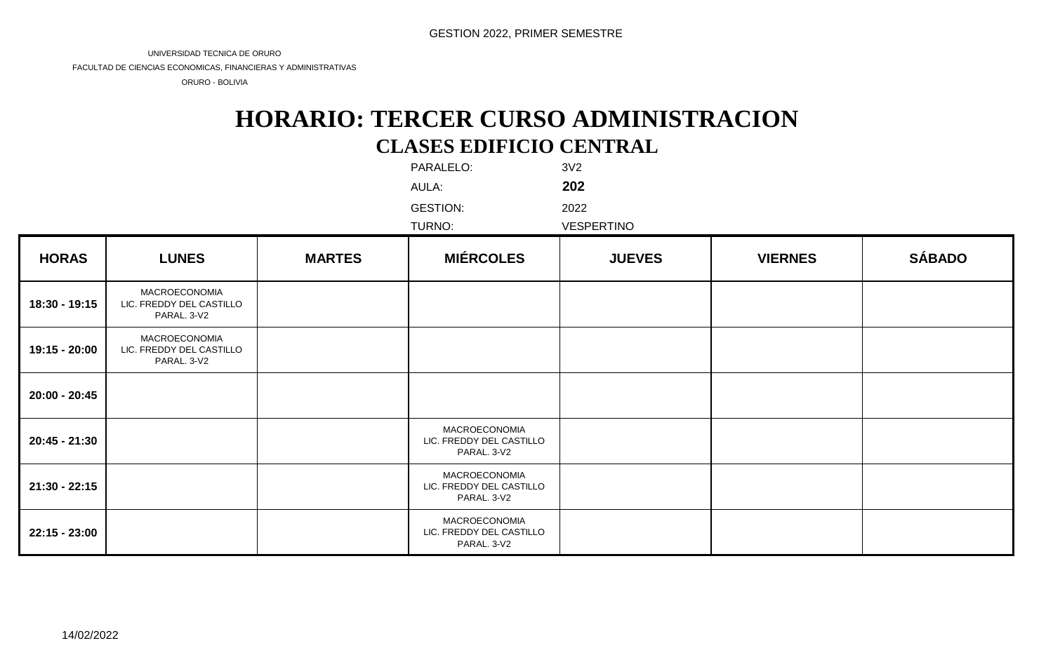GESTION 2022, PRIMER SEMESTRE

UNIVERSIDAD TECNICA DE ORURO

FACULTAD DE CIENCIAS ECONOMICAS, FINANCIERAS Y ADMINISTRATIVAS

ORURO - BOLIVIA

# HORARIO: TERCER CURSO ADMINISTRACION

## CLASES EDIFICIO CENTRAL

PARALELO: 3V2

AULA: **202**

GESTION: 2022

TURNO: VESPERTINO

| HORAS | LUNES | MARTES | MIÉRCOLES | JUEVES | VIERNES | SÁBADO |
|---|---|---|---|---|---|---|
| 18:30 - 19:15 | MACROECONOMIA LIC. FREDDY DEL CASTILLO PARAL. 3-V2 | | | | | |
| 19:15 - 20:00 | MACROECONOMIA LIC. FREDDY DEL CASTILLO PARAL. 3-V2 | | | | | |
| 20:00 - 20:45 | | | | | | |
| 20:45 - 21:30 | | | MACROECONOMIA LIC. FREDDY DEL CASTILLO PARAL. 3-V2 | | | |
| 21:30 - 22:15 | | | MACROECONOMIA LIC. FREDDY DEL CASTILLO PARAL. 3-V2 | | | |
| 22:15 - 23:00 | | | MACROECONOMIA LIC. FREDDY DEL CASTILLO PARAL. 3-V2 | | | |

14/02/2022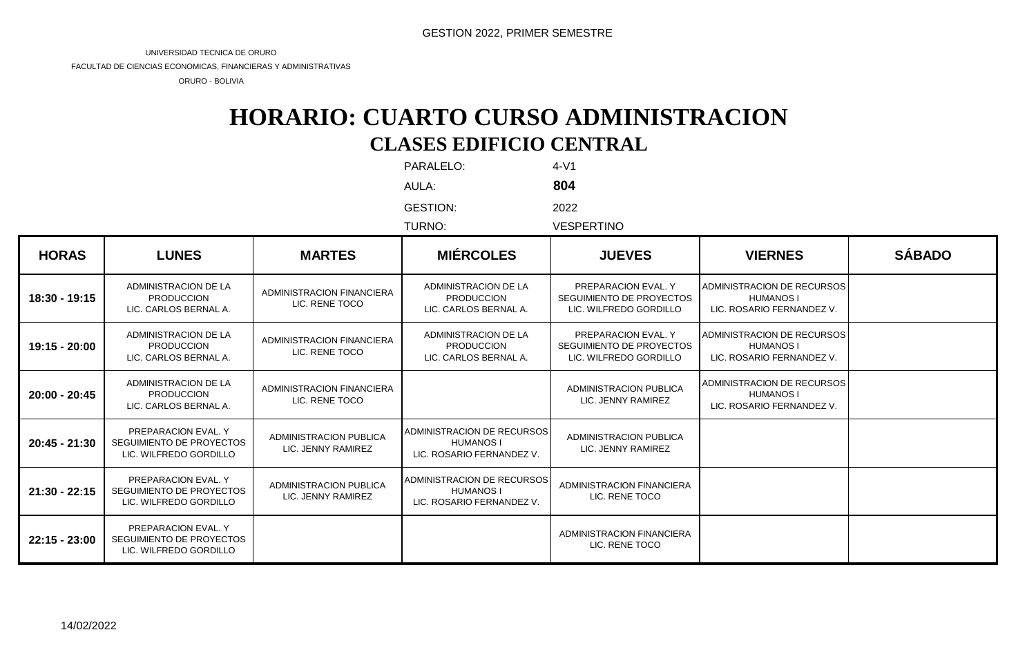GESTION 2022, PRIMER SEMESTRE

UNIVERSIDAD TECNICA DE ORURO

FACULTAD DE CIENCIAS ECONOMICAS, FINANCIERAS Y ADMINISTRATIVAS

ORURO - BOLIVIA

# HORARIO: CUARTO CURSO ADMINISTRACION

## CLASES EDIFICIO CENTRAL

PARALELO: 4-V1

AULA: **804**

GESTION: 2022

TURNO: VESPERTINO

| HORAS | LUNES | MARTES | MIÉRCOLES | JUEVES | VIERNES | SÁBADO |
|---|---|---|---|---|---|---|
| **18:30 - 19:15** | ADMINISTRACION DE LA PRODUCCION LIC. CARLOS BERNAL A. | ADMINISTRACION FINANCIERA LIC. RENE TOCO | ADMINISTRACION DE LA PRODUCCION LIC. CARLOS BERNAL A. | PREPARACION EVAL. Y SEGUIMIENTO DE PROYECTOS LIC. WILFREDO GORDILLO | ADMINISTRACION DE RECURSOS HUMANOS I LIC. ROSARIO FERNANDEZ V. | |
| **19:15 - 20:00** | ADMINISTRACION DE LA PRODUCCION LIC. CARLOS BERNAL A. | ADMINISTRACION FINANCIERA LIC. RENE TOCO | ADMINISTRACION DE LA PRODUCCION LIC. CARLOS BERNAL A. | PREPARACION EVAL. Y SEGUIMIENTO DE PROYECTOS LIC. WILFREDO GORDILLO | ADMINISTRACION DE RECURSOS HUMANOS I LIC. ROSARIO FERNANDEZ V. | |
| **20:00 - 20:45** | ADMINISTRACION DE LA PRODUCCION LIC. CARLOS BERNAL A. | ADMINISTRACION FINANCIERA LIC. RENE TOCO | | ADMINISTRACION PUBLICA LIC. JENNY RAMIREZ | ADMINISTRACION DE RECURSOS HUMANOS I LIC. ROSARIO FERNANDEZ V. | |
| **20:45 - 21:30** | PREPARACION EVAL. Y SEGUIMIENTO DE PROYECTOS LIC. WILFREDO GORDILLO | ADMINISTRACION PUBLICA LIC. JENNY RAMIREZ | ADMINISTRACION DE RECURSOS HUMANOS I LIC. ROSARIO FERNANDEZ V. | ADMINISTRACION PUBLICA LIC. JENNY RAMIREZ | | |
| **21:30 - 22:15** | PREPARACION EVAL. Y SEGUIMIENTO DE PROYECTOS LIC. WILFREDO GORDILLO | ADMINISTRACION PUBLICA LIC. JENNY RAMIREZ | ADMINISTRACION DE RECURSOS HUMANOS I LIC. ROSARIO FERNANDEZ V. | ADMINISTRACION FINANCIERA LIC. RENE TOCO | | |
| **22:15 - 23:00** | PREPARACION EVAL. Y SEGUIMIENTO DE PROYECTOS LIC. WILFREDO GORDILLO | | | ADMINISTRACION FINANCIERA LIC. RENE TOCO | | |

14/02/2022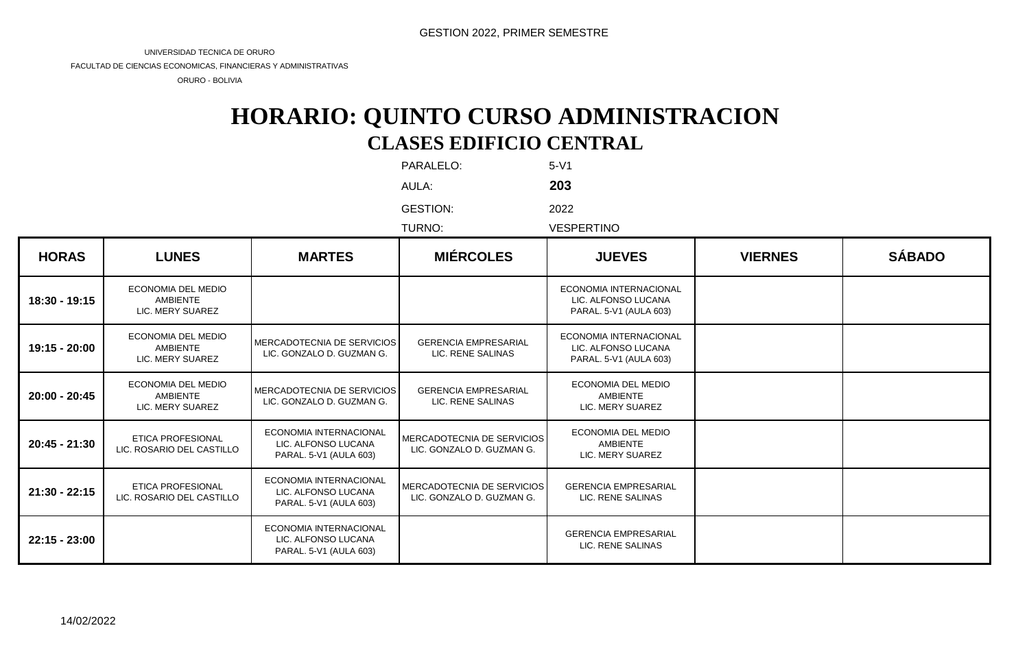GESTION 2022, PRIMER SEMESTRE

UNIVERSIDAD TECNICA DE ORURO

FACULTAD DE CIENCIAS ECONOMICAS, FINANCIERAS Y ADMINISTRATIVAS

ORURO - BOLIVIA

# HORARIO: QUINTO CURSO ADMINISTRACION

## CLASES EDIFICIO CENTRAL

PARALELO: 5-V1

AULA: **203**

GESTION: 2022

TURNO: VESPERTINO

| HORAS | LUNES | MARTES | MIÉRCOLES | JUEVES | VIERNES | SÁBADO |
|---|---|---|---|---|---|---|
| 18:30 - 19:15 | ECONOMIA DEL MEDIO AMBIENTE LIC. MERY SUAREZ | | | ECONOMIA INTERNACIONAL LIC. ALFONSO LUCANA PARAL. 5-V1 (AULA 603) | | |
| 19:15 - 20:00 | ECONOMIA DEL MEDIO AMBIENTE LIC. MERY SUAREZ | MERCADOTECNIA DE SERVICIOS LIC. GONZALO D. GUZMAN G. | GERENCIA EMPRESARIAL LIC. RENE SALINAS | ECONOMIA INTERNACIONAL LIC. ALFONSO LUCANA PARAL. 5-V1 (AULA 603) | | |
| 20:00 - 20:45 | ECONOMIA DEL MEDIO AMBIENTE LIC. MERY SUAREZ | MERCADOTECNIA DE SERVICIOS LIC. GONZALO D. GUZMAN G. | GERENCIA EMPRESARIAL LIC. RENE SALINAS | ECONOMIA DEL MEDIO AMBIENTE LIC. MERY SUAREZ | | |
| 20:45 - 21:30 | ETICA PROFESIONAL LIC. ROSARIO DEL CASTILLO | ECONOMIA INTERNACIONAL LIC. ALFONSO LUCANA PARAL. 5-V1 (AULA 603) | MERCADOTECNIA DE SERVICIOS LIC. GONZALO D. GUZMAN G. | ECONOMIA DEL MEDIO AMBIENTE LIC. MERY SUAREZ | | |
| 21:30 - 22:15 | ETICA PROFESIONAL LIC. ROSARIO DEL CASTILLO | ECONOMIA INTERNACIONAL LIC. ALFONSO LUCANA PARAL. 5-V1 (AULA 603) | MERCADOTECNIA DE SERVICIOS LIC. GONZALO D. GUZMAN G. | GERENCIA EMPRESARIAL LIC. RENE SALINAS | | |
| 22:15 - 23:00 | | ECONOMIA INTERNACIONAL LIC. ALFONSO LUCANA PARAL. 5-V1 (AULA 603) | | GERENCIA EMPRESARIAL LIC. RENE SALINAS | | |

14/02/2022